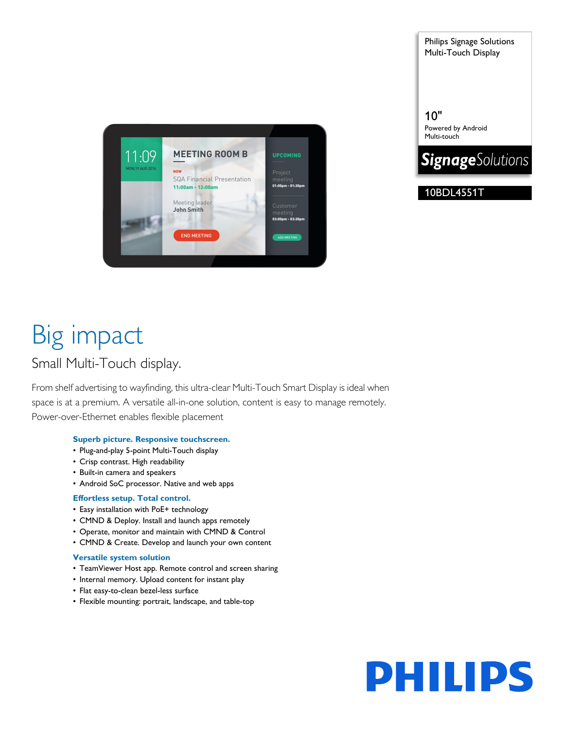Philips Signage Solutions
Multi-Touch Display

10"
Powered by Android
Multi-touch

SignageSolutions

10BDL4551T

# Big impact

## Small Multi-Touch display.

From shelf advertising to wayfinding, this ultra-clear Multi-Touch Smart Display is ideal when space is at a premium. A versatile all-in-one solution, content is easy to manage remotely. Power-over-Ethernet enables flexible placement

### Superb picture. Responsive touchscreen.

- Plug-and-play 5-point Multi-Touch display
- Crisp contrast. High readability
- Built-in camera and speakers
- Android SoC processor. Native and web apps

### Effortless setup. Total control.

- Easy installation with PoE+ technology
- CMND & Deploy. Install and launch apps remotely
- Operate, monitor and maintain with CMND & Control
- CMND & Create. Develop and launch your own content

### Versatile system solution

- TeamViewer Host app. Remote control and screen sharing
- Internal memory. Upload content for instant play
- Flat easy-to-clean bezel-less surface
- Flexible mounting: portrait, landscape, and table-top

PHILIPS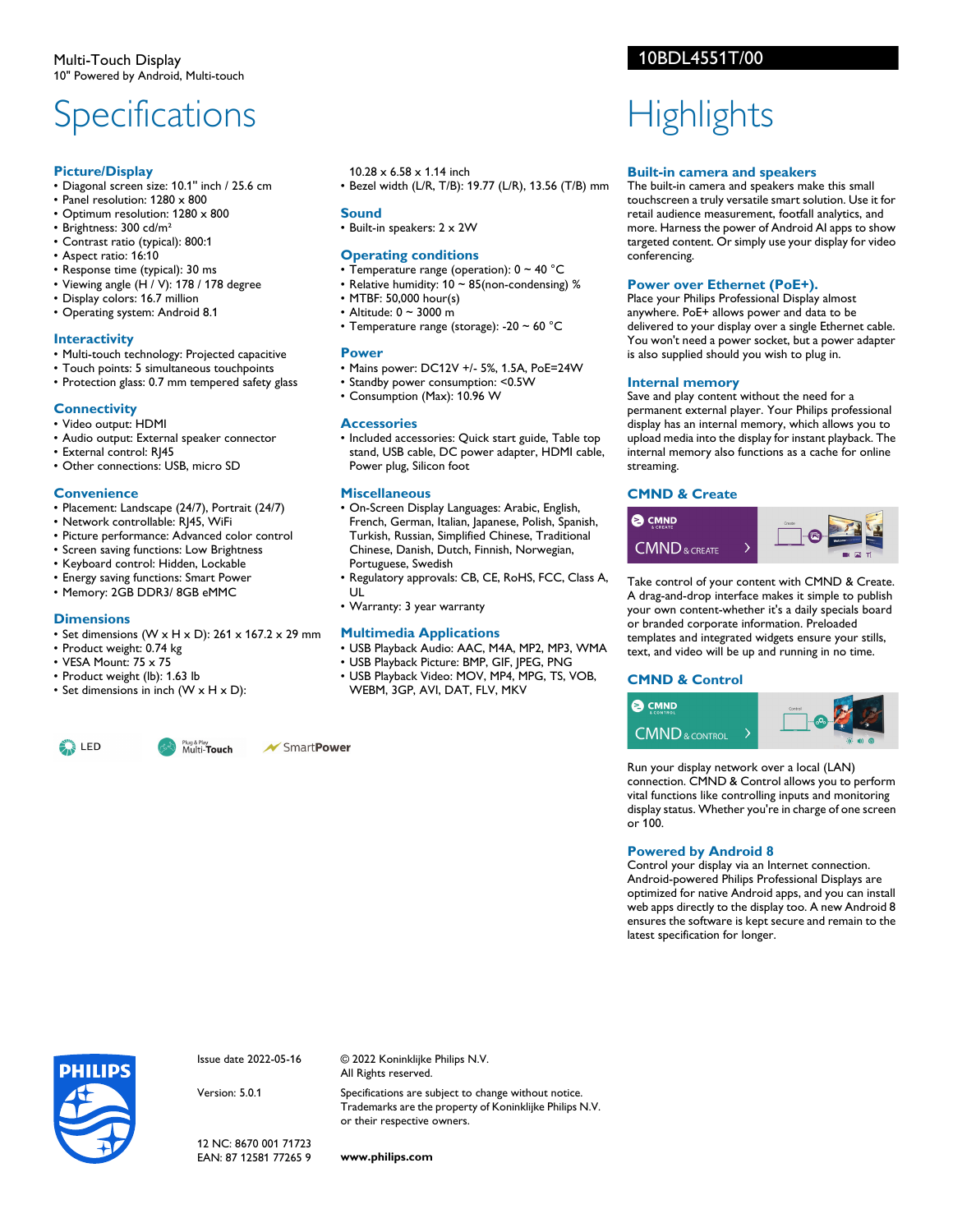Multi-Touch Display
10" Powered by Android, Multi-touch

10BDL4551T/00

# Specifications

## Picture/Display
- Diagonal screen size: 10.1" inch / 25.6 cm
- Panel resolution: 1280 x 800
- Optimum resolution: 1280 x 800
- Brightness: 300 cd/m²
- Contrast ratio (typical): 800:1
- Aspect ratio: 16:10
- Response time (typical): 30 ms
- Viewing angle (H / V): 178 / 178 degree
- Display colors: 16.7 million
- Operating system: Android 8.1

## Interactivity
- Multi-touch technology: Projected capacitive
- Touch points: 5 simultaneous touchpoints
- Protection glass: 0.7 mm tempered safety glass

## Connectivity
- Video output: HDMI
- Audio output: External speaker connector
- External control: RJ45
- Other connections: USB, micro SD

## Convenience
- Placement: Landscape (24/7), Portrait (24/7)
- Network controllable: RJ45, WiFi
- Picture performance: Advanced color control
- Screen saving functions: Low Brightness
- Keyboard control: Hidden, Lockable
- Energy saving functions: Smart Power
- Memory: 2GB DDR3/ 8GB eMMC

## Dimensions
- Set dimensions (W x H x D): 261 x 167.2 x 29 mm
- Product weight: 0.74 kg
- VESA Mount: 75 x 75
- Product weight (lb): 1.63 lb
- Set dimensions in inch (W x H x D): 10.28 x 6.58 x 1.14 inch
- Bezel width (L/R, T/B): 19.77 (L/R), 13.56 (T/B) mm

## Sound
- Built-in speakers: 2 x 2W

## Operating conditions
- Temperature range (operation): 0 ~ 40 °C
- Relative humidity: 10 ~ 85(non-condensing) %
- MTBF: 50,000 hour(s)
- Altitude: 0 ~ 3000 m
- Temperature range (storage): -20 ~ 60 °C

## Power
- Mains power: DC12V +/- 5%, 1.5A, PoE=24W
- Standby power consumption: <0.5W
- Consumption (Max): 10.96 W

## Accessories
- Included accessories: Quick start guide, Table top stand, USB cable, DC power adapter, HDMI cable, Power plug, Silicon foot

## Miscellaneous
- On-Screen Display Languages: Arabic, English, French, German, Italian, Japanese, Polish, Spanish, Turkish, Russian, Simplified Chinese, Traditional Chinese, Danish, Dutch, Finnish, Norwegian, Portuguese, Swedish
- Regulatory approvals: CB, CE, RoHS, FCC, Class A, UL
- Warranty: 3 year warranty

## Multimedia Applications
- USB Playback Audio: AAC, M4A, MP2, MP3, WMA
- USB Playback Picture: BMP, GIF, JPEG, PNG
- USB Playback Video: MOV, MP4, MPG, TS, VOB, WEBM, 3GP, AVI, DAT, FLV, MKV

LED | Plug & Play Multi-Touch | SmartPower

# Highlights

## Built-in camera and speakers
The built-in camera and speakers make this small touchscreen a truly versatile smart solution. Use it for retail audience measurement, footfall analytics, and more. Harness the power of Android AI apps to show targeted content. Or simply use your display for video conferencing.

## Power over Ethernet (PoE+).
Place your Philips Professional Display almost anywhere. PoE+ allows power and data to be delivered to your display over a single Ethernet cable. You won't need a power socket, but a power adapter is also supplied should you wish to plug in.

## Internal memory
Save and play content without the need for a permanent external player. Your Philips professional display has an internal memory, which allows you to upload media into the display for instant playback. The internal memory also functions as a cache for online streaming.

## CMND & Create
Take control of your content with CMND & Create. A drag-and-drop interface makes it simple to publish your own content-whether it's a daily specials board or branded corporate information. Preloaded templates and integrated widgets ensure your stills, text, and video will be up and running in no time.

## CMND & Control
Run your display network over a local (LAN) connection. CMND & Control allows you to perform vital functions like controlling inputs and monitoring display status. Whether you're in charge of one screen or 100.

## Powered by Android 8
Control your display via an Internet connection. Android-powered Philips Professional Displays are optimized for native Android apps, and you can install web apps directly to the display too. A new Android 8 ensures the software is kept secure and remain to the latest specification for longer.

Issue date 2022-05-16

Version: 5.0.1

12 NC: 8670 001 71723
EAN: 87 12581 77265 9

© 2022 Koninklijke Philips N.V.
All Rights reserved.

Specifications are subject to change without notice. Trademarks are the property of Koninklijke Philips N.V. or their respective owners.

**www.philips.com**